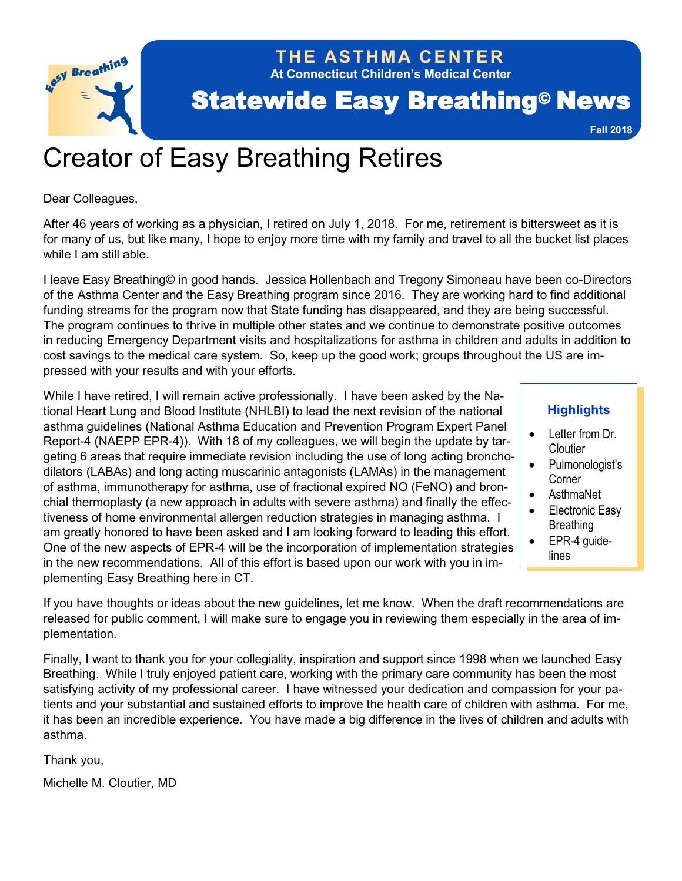# THE ASTHMA CENTER

At Connecticut Children's Medical Center

# Statewide Easy Breathing© News

Fall 2018

## Creator of Easy Breathing Retires

Dear Colleagues,

After 46 years of working as a physician, I retired on July 1, 2018. For me, retirement is bittersweet as it is for many of us, but like many, I hope to enjoy more time with my family and travel to all the bucket list places while I am still able.

I leave Easy Breathing© in good hands. Jessica Hollenbach and Tregony Simoneau have been co-Directors of the Asthma Center and the Easy Breathing program since 2016. They are working hard to find additional funding streams for the program now that State funding has disappeared, and they are being successful. The program continues to thrive in multiple other states and we continue to demonstrate positive outcomes in reducing Emergency Department visits and hospitalizations for asthma in children and adults in addition to cost savings to the medical care system. So, keep up the good work; groups throughout the US are impressed with your results and with your efforts.

While I have retired, I will remain active professionally. I have been asked by the National Heart Lung and Blood Institute (NHLBI) to lead the next revision of the national asthma guidelines (National Asthma Education and Prevention Program Expert Panel Report-4 (NAEPP EPR-4)). With 18 of my colleagues, we will begin the update by targeting 6 areas that require immediate revision including the use of long acting bronchodilators (LABAs) and long acting muscarinic antagonists (LAMAs) in the management of asthma, immunotherapy for asthma, use of fractional expired NO (FeNO) and bronchial thermoplasty (a new approach in adults with severe asthma) and finally the effectiveness of home environmental allergen reduction strategies in managing asthma. I am greatly honored to have been asked and I am looking forward to leading this effort. One of the new aspects of EPR-4 will be the incorporation of implementation strategies in the new recommendations. All of this effort is based upon our work with you in implementing Easy Breathing here in CT.

**Highlights**

- Letter from Dr. Cloutier
- Pulmonologist's Corner
- AsthmaNet
- Electronic Easy Breathing
- EPR-4 guidelines

If you have thoughts or ideas about the new guidelines, let me know. When the draft recommendations are released for public comment, I will make sure to engage you in reviewing them especially in the area of implementation.

Finally, I want to thank you for your collegiality, inspiration and support since 1998 when we launched Easy Breathing. While I truly enjoyed patient care, working with the primary care community has been the most satisfying activity of my professional career. I have witnessed your dedication and compassion for your patients and your substantial and sustained efforts to improve the health care of children with asthma. For me, it has been an incredible experience. You have made a big difference in the lives of children and adults with asthma.

Thank you,

Michelle M. Cloutier, MD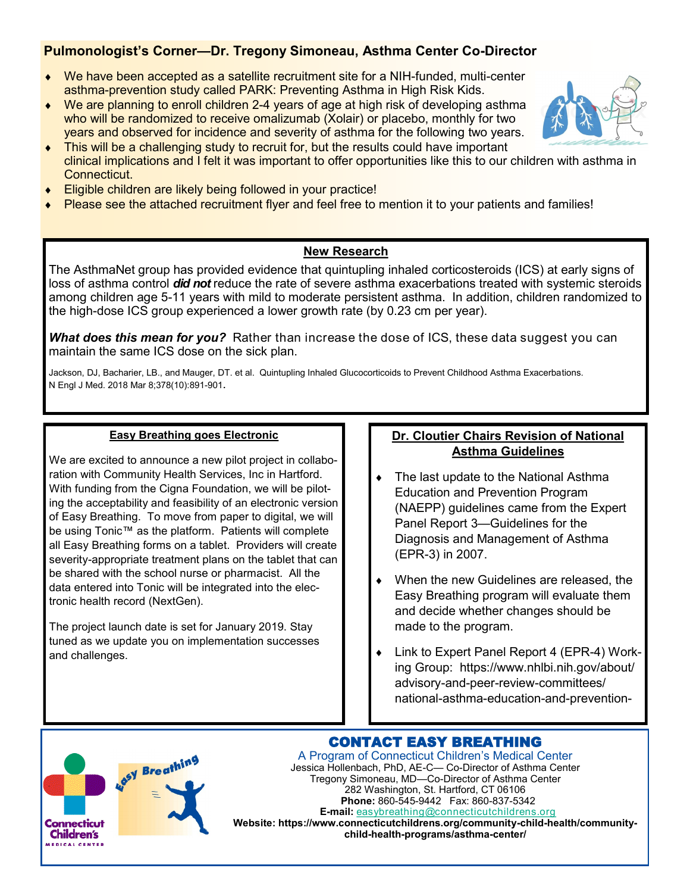## Pulmonologist's Corner—Dr. Tregony Simoneau, Asthma Center Co-Director

- We have been accepted as a satellite recruitment site for a NIH-funded, multi-center asthma-prevention study called PARK: Preventing Asthma in High Risk Kids.
- We are planning to enroll children 2-4 years of age at high risk of developing asthma who will be randomized to receive omalizumab (Xolair) or placebo, monthly for two years and observed for incidence and severity of asthma for the following two years.
- This will be a challenging study to recruit for, but the results could have important clinical implications and I felt it was important to offer opportunities like this to our children with asthma in Connecticut.
- Eligible children are likely being followed in your practice!
- Please see the attached recruitment flyer and feel free to mention it to your patients and families!

## New Research

The AsthmaNet group has provided evidence that quintupling inhaled corticosteroids (ICS) at early signs of loss of asthma control ***did not*** reduce the rate of severe asthma exacerbations treated with systemic steroids among children age 5-11 years with mild to moderate persistent asthma. In addition, children randomized to the high-dose ICS group experienced a lower growth rate (by 0.23 cm per year).

***What does this mean for you?*** Rather than increase the dose of ICS, these data suggest you can maintain the same ICS dose on the sick plan.

Jackson, DJ, Bacharier, LB., and Mauger, DT. et al. Quintupling Inhaled Glucocorticoids to Prevent Childhood Asthma Exacerbations. N Engl J Med. 2018 Mar 8;378(10):891-901.

## Easy Breathing goes Electronic

We are excited to announce a new pilot project in collaboration with Community Health Services, Inc in Hartford. With funding from the Cigna Foundation, we will be piloting the acceptability and feasibility of an electronic version of Easy Breathing. To move from paper to digital, we will be using Tonic™ as the platform. Patients will complete all Easy Breathing forms on a tablet. Providers will create severity-appropriate treatment plans on the tablet that can be shared with the school nurse or pharmacist. All the data entered into Tonic will be integrated into the electronic health record (NextGen).

The project launch date is set for January 2019. Stay tuned as we update you on implementation successes and challenges.

## Dr. Cloutier Chairs Revision of National Asthma Guidelines

- The last update to the National Asthma Education and Prevention Program (NAEPP) guidelines came from the Expert Panel Report 3—Guidelines for the Diagnosis and Management of Asthma (EPR-3) in 2007.
- When the new Guidelines are released, the Easy Breathing program will evaluate them and decide whether changes should be made to the program.
- Link to Expert Panel Report 4 (EPR-4) Working Group: https://www.nhlbi.nih.gov/about/advisory-and-peer-review-committees/national-asthma-education-and-prevention-

## CONTACT EASY BREATHING

A Program of Connecticut Children's Medical Center

Jessica Hollenbach, PhD, AE-C— Co-Director of Asthma Center
Tregony Simoneau, MD—Co-Director of Asthma Center
282 Washington, St. Hartford, CT 06106
**Phone:** 860-545-9442 Fax: 860-837-5342
**E-mail:** easybreathing@connecticutchildrens.org
**Website: https://www.connecticutchildrens.org/community-child-health/community-child-health-programs/asthma-center/**